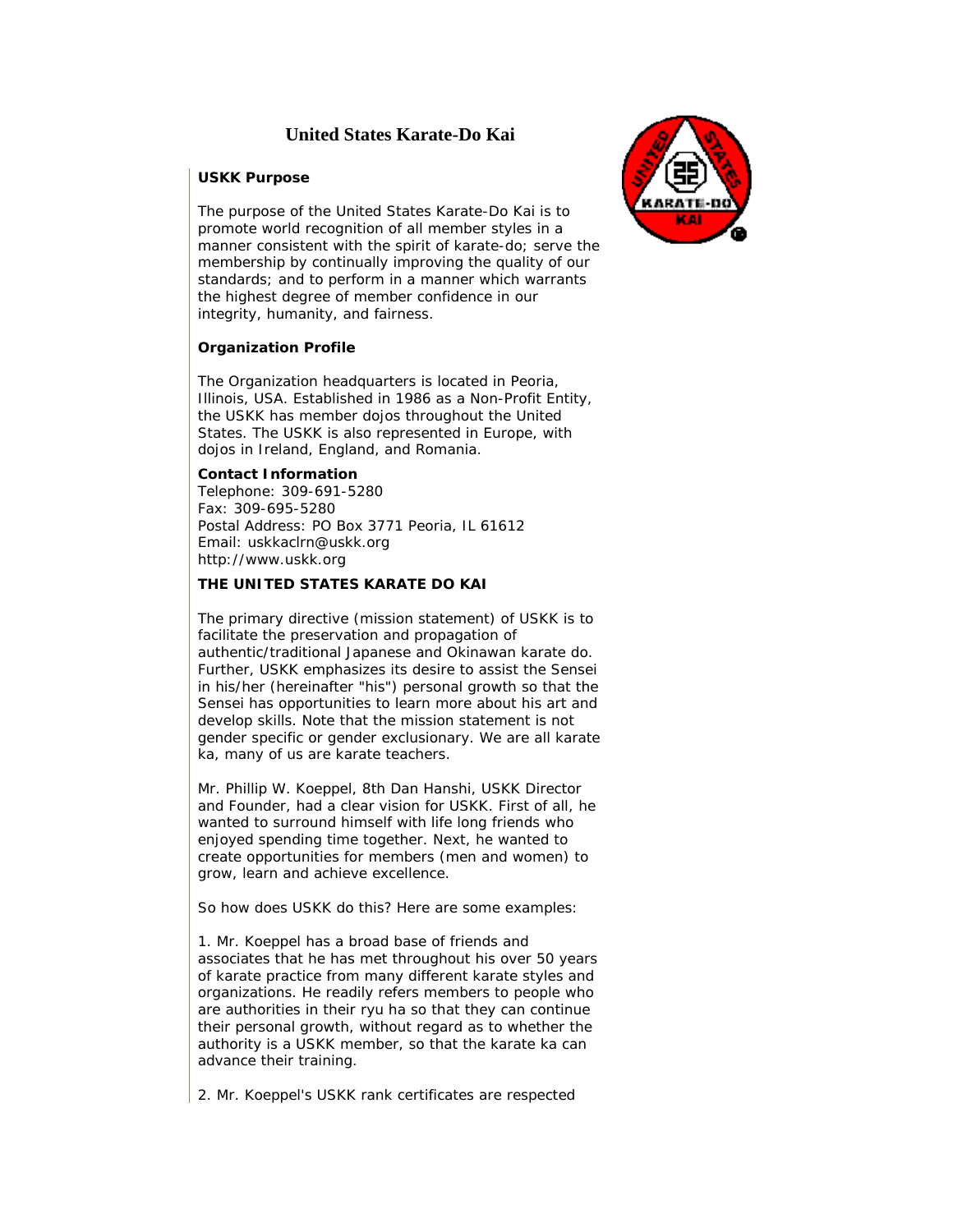# United States Karate-Do Kai

**USKK Purpose**

The purpose of the United States Karate-Do Kai is to promote world recognition of all member styles in a manner consistent with the spirit of karate-do; serve the membership by continually improving the quality of our standards; and to perform in a manner which warrants the highest degree of member confidence in our integrity, humanity, and fairness.

**Organization Profile**

The Organization headquarters is located in Peoria, Illinois, USA. Established in 1986 as a Non-Profit Entity, the USKK has member dojos throughout the United States. The USKK is also represented in Europe, with dojos in Ireland, England, and Romania.

**Contact Information**
Telephone: 309-691-5280
Fax: 309-695-5280
Postal Address: PO Box 3771 Peoria, IL 61612
Email: uskkaclrn@uskk.org
http://www.uskk.org

**THE UNITED STATES KARATE DO KAI**

The primary directive (mission statement) of USKK is to facilitate the preservation and propagation of authentic/traditional Japanese and Okinawan karate do. Further, USKK emphasizes its desire to assist the Sensei in his/her (hereinafter "his") personal growth so that the Sensei has opportunities to learn more about his art and develop skills. Note that the mission statement is not gender specific or gender exclusionary. We are all karate ka, many of us are karate teachers.

Mr. Phillip W. Koeppel, 8th Dan Hanshi, USKK Director and Founder, had a clear vision for USKK. First of all, he wanted to surround himself with life long friends who enjoyed spending time together. Next, he wanted to create opportunities for members (men and women) to grow, learn and achieve excellence.

So how does USKK do this? Here are some examples:

1. Mr. Koeppel has a broad base of friends and associates that he has met throughout his over 50 years of karate practice from many different karate styles and organizations. He readily refers members to people who are authorities in their ryu ha so that they can continue their personal growth, without regard as to whether the authority is a USKK member, so that the karate ka can advance their training.

2. Mr. Koeppel's USKK rank certificates are respected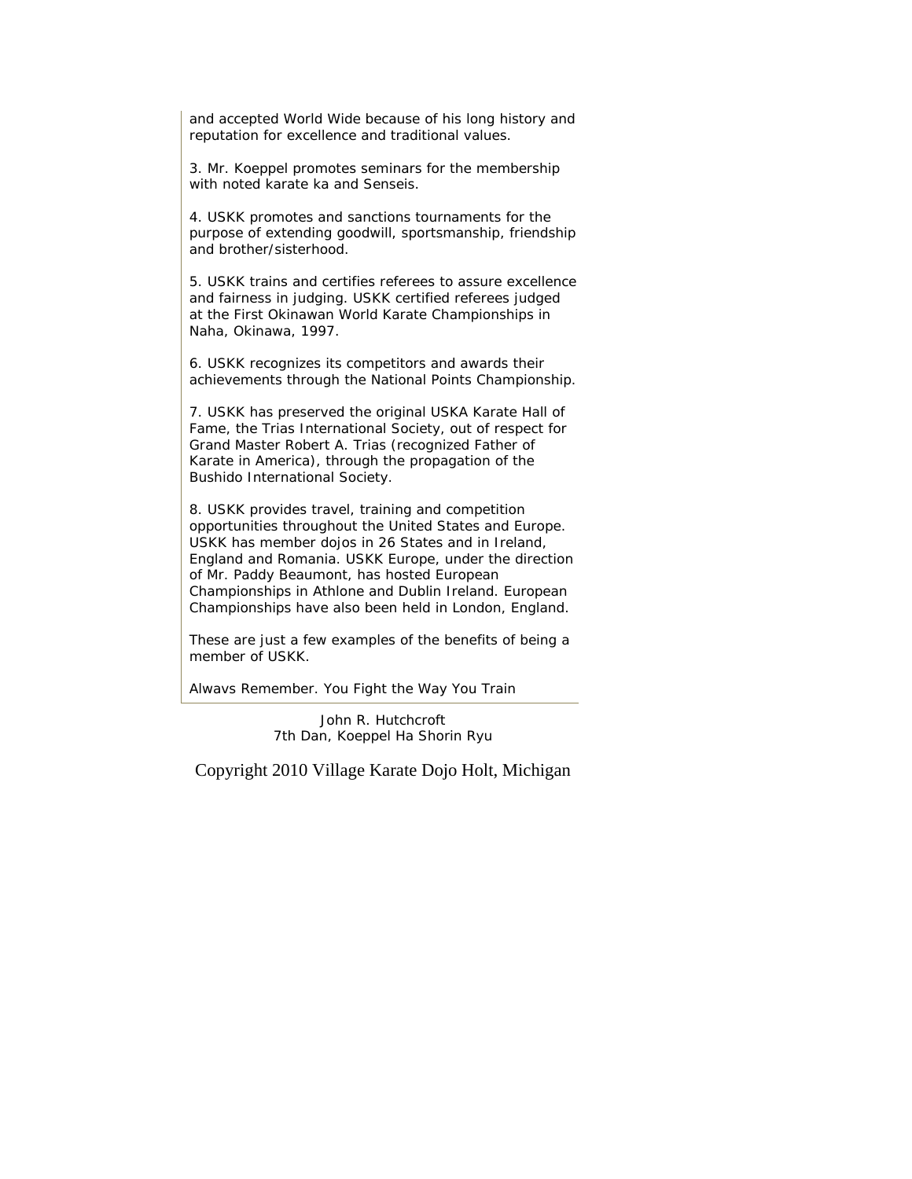and accepted World Wide because of his long history and reputation for excellence and traditional values.

3. Mr. Koeppel promotes seminars for the membership with noted karate ka and Senseis.

4. USKK promotes and sanctions tournaments for the purpose of extending goodwill, sportsmanship, friendship and brother/sisterhood.

5. USKK trains and certifies referees to assure excellence and fairness in judging. USKK certified referees judged at the First Okinawan World Karate Championships in Naha, Okinawa, 1997.

6. USKK recognizes its competitors and awards their achievements through the National Points Championship.

7. USKK has preserved the original USKA Karate Hall of Fame, the Trias International Society, out of respect for Grand Master Robert A. Trias (recognized Father of Karate in America), through the propagation of the Bushido International Society.

8. USKK provides travel, training and competition opportunities throughout the United States and Europe. USKK has member dojos in 26 States and in Ireland, England and Romania. USKK Europe, under the direction of Mr. Paddy Beaumont, has hosted European Championships in Athlone and Dublin Ireland. European Championships have also been held in London, England.

These are just a few examples of the benefits of being a member of USKK.

Alwavs Remember. You Fight the Way You Train

John R. Hutchcroft
7th Dan, Koeppel Ha Shorin Ryu

Copyright 2010 Village Karate Dojo Holt, Michigan